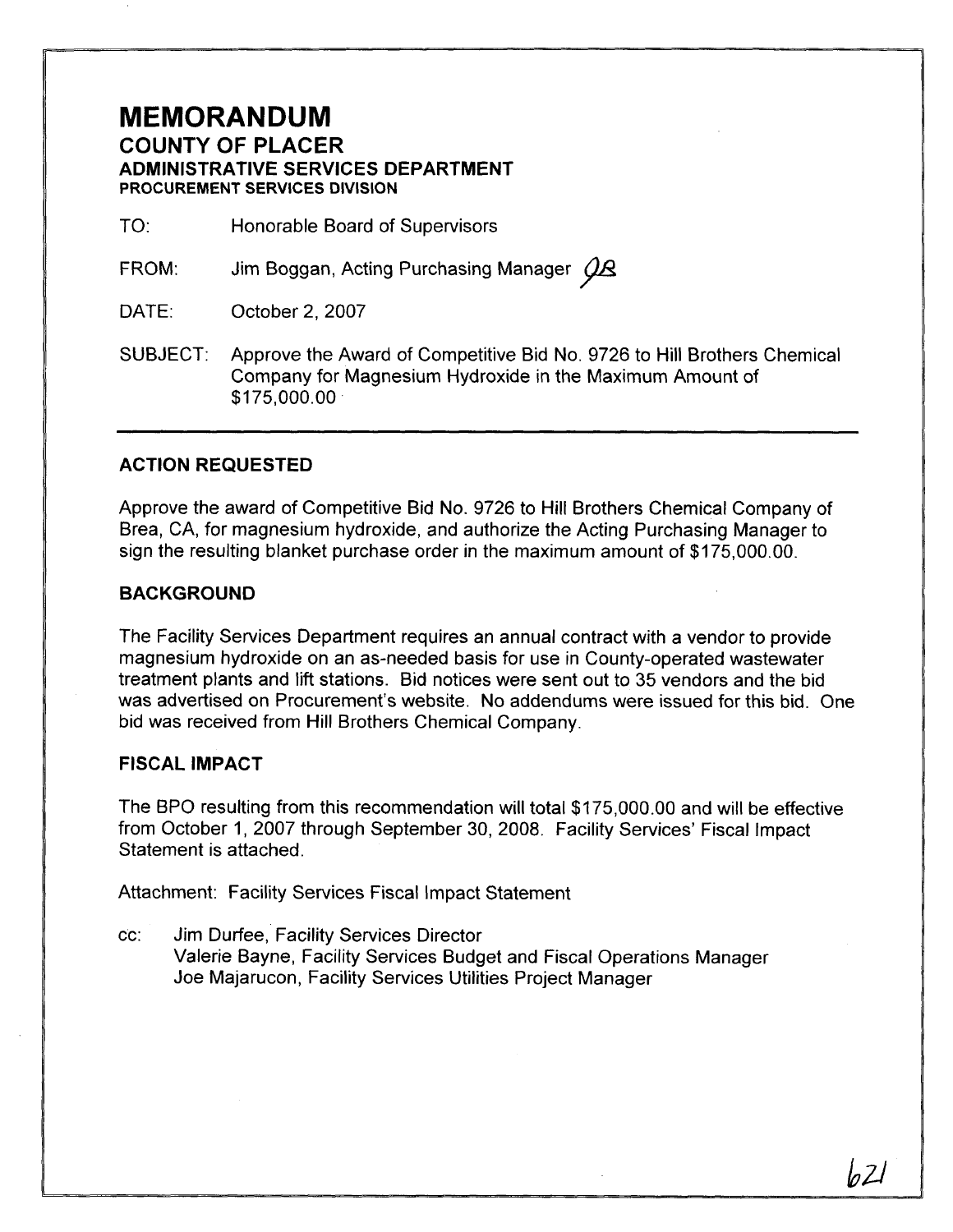# MEMORANDUM

## COUNTY OF PLACER

### ADMINISTRATIVE SERVICES DEPARTMENT

#### PROCUREMENT SERVICES DIVISION

TO: Honorable Board of Supervisors

FROM: Jim Boggan, Acting Purchasing Manager JB

DATE: October 2, 2007

SUBJECT: Approve the Award of Competitive Bid No. 9726 to Hill Brothers Chemical Company for Magnesium Hydroxide in the Maximum Amount of \$175,000.00

---

### ACTION REQUESTED

Approve the award of Competitive Bid No. 9726 to Hill Brothers Chemical Company of Brea, CA, for magnesium hydroxide, and authorize the Acting Purchasing Manager to sign the resulting blanket purchase order in the maximum amount of \$175,000.00.

### BACKGROUND

The Facility Services Department requires an annual contract with a vendor to provide magnesium hydroxide on an as-needed basis for use in County-operated wastewater treatment plants and lift stations. Bid notices were sent out to 35 vendors and the bid was advertised on Procurement's website. No addendums were issued for this bid. One bid was received from Hill Brothers Chemical Company.

### FISCAL IMPACT

The BPO resulting from this recommendation will total \$175,000.00 and will be effective from October 1, 2007 through September 30, 2008. Facility Services' Fiscal Impact Statement is attached.

Attachment: Facility Services Fiscal Impact Statement

cc: Jim Durfee, Facility Services Director
Valerie Bayne, Facility Services Budget and Fiscal Operations Manager
Joe Majarucon, Facility Services Utilities Project Manager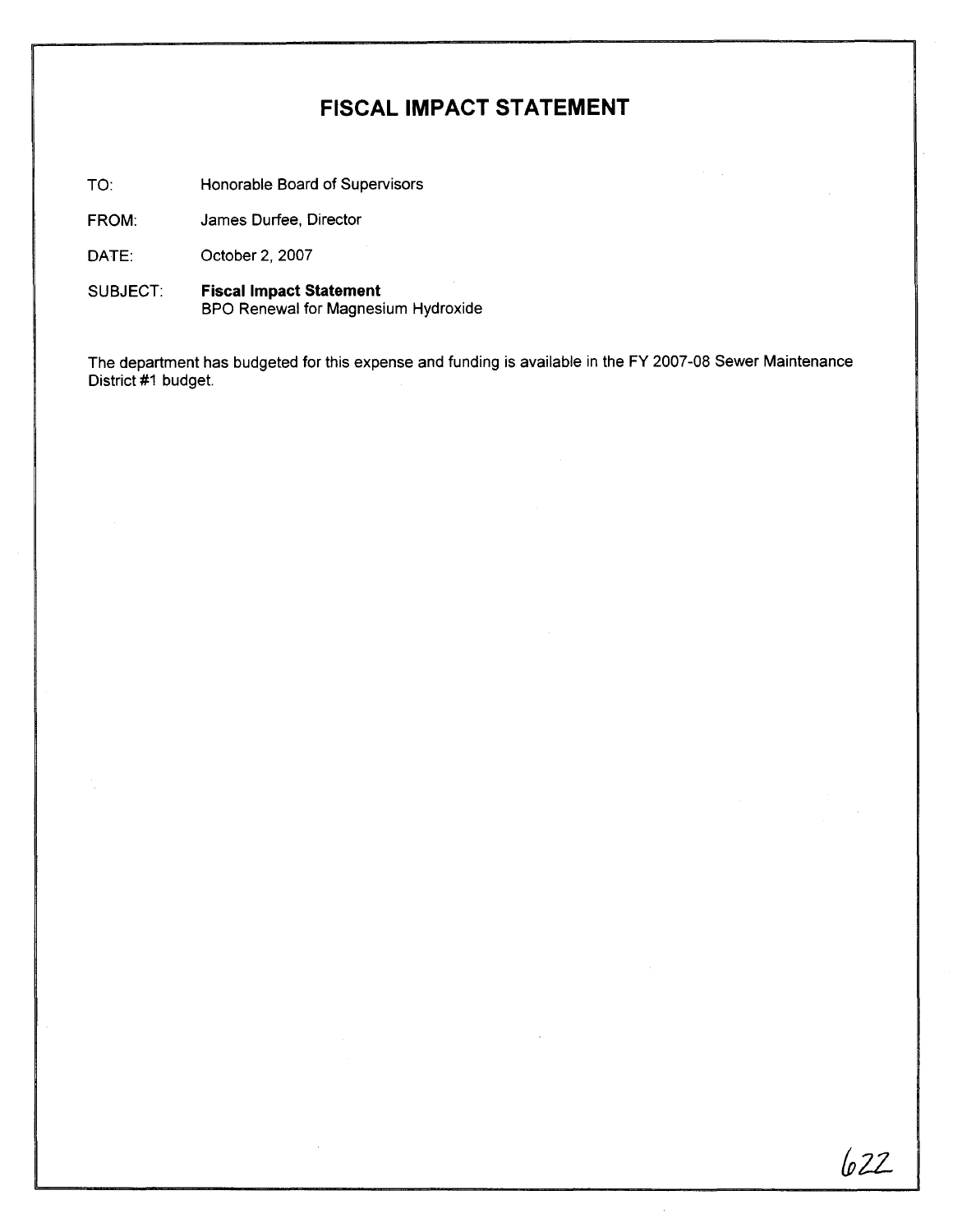# FISCAL IMPACT STATEMENT

TO: Honorable Board of Supervisors

FROM: James Durfee, Director

DATE: October 2, 2007

SUBJECT: **Fiscal Impact Statement**
BPO Renewal for Magnesium Hydroxide

The department has budgeted for this expense and funding is available in the FY 2007-08 Sewer Maintenance District #1 budget.